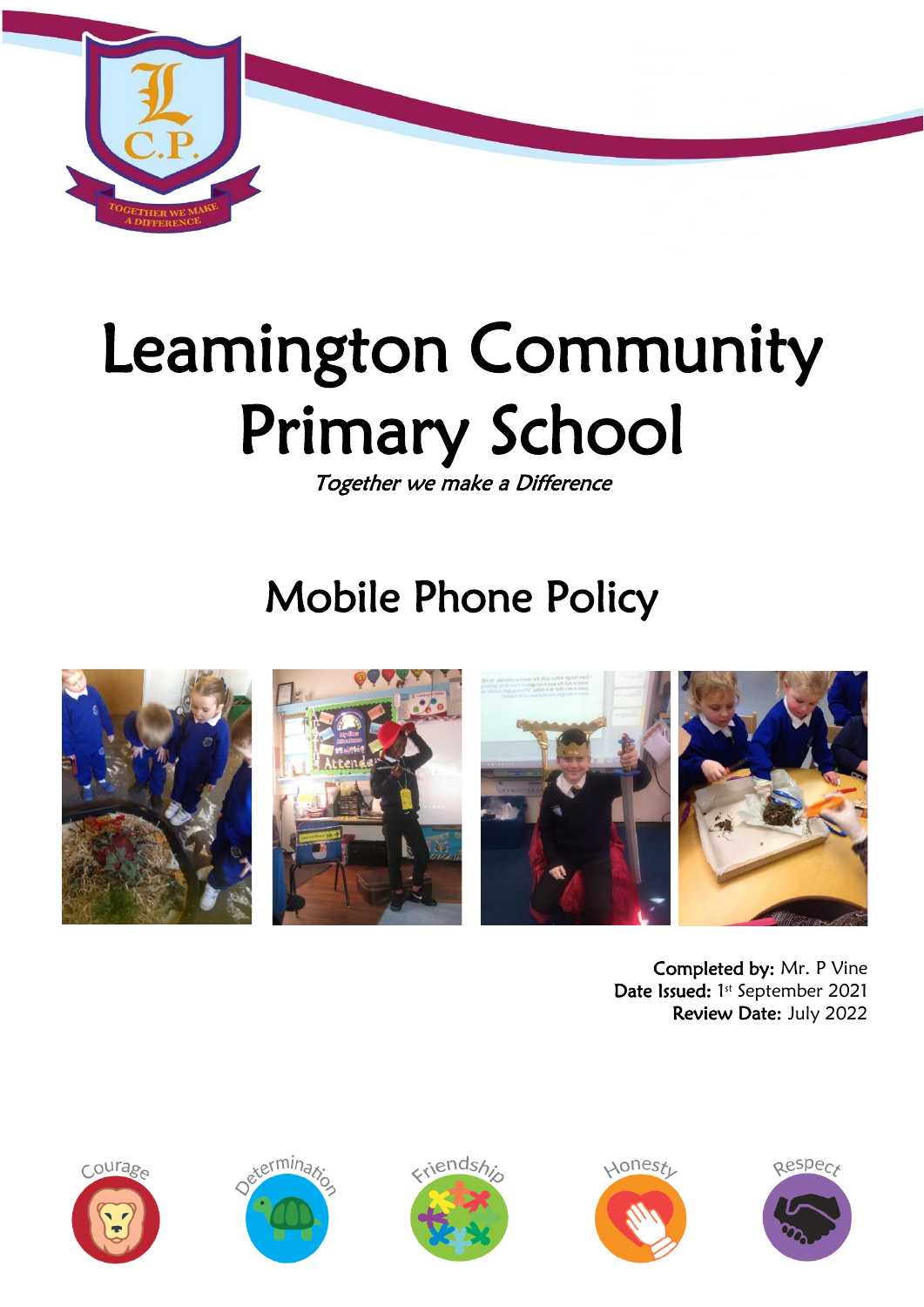# Leamington Community Primary School

*Together we make a Difference*

## Mobile Phone Policy

**Completed by:** Mr. P Vine
**Date Issued:** 1st September 2021
**Review Date:** July 2022

Courage Determination Friendship Honesty Respect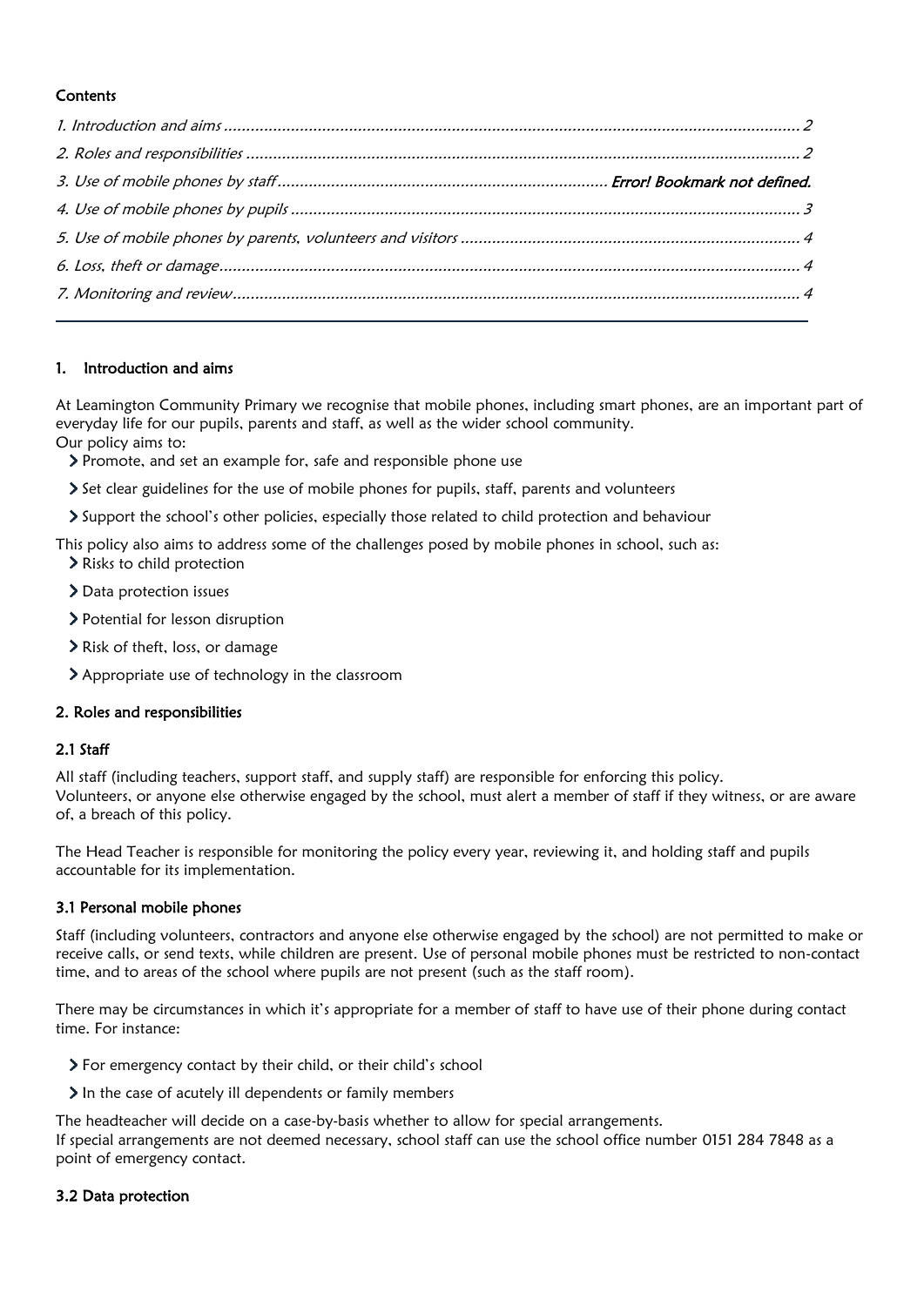**Contents**

*1. Introduction and aims* ................................................................................................................................. *2*

*2. Roles and responsibilities* ........................................................................................................................... *2*

*3. Use of mobile phones by staff* ......................................................................... ***Error! Bookmark not defined.***

*4. Use of mobile phones by pupils* ................................................................................................................. *3*

*5. Use of mobile phones by parents, volunteers and visitors* ........................................................................... *4*

*6. Loss, theft or damage* ................................................................................................................................. *4*

*7. Monitoring and review* .............................................................................................................................. *4*

---

## 1. Introduction and aims

At Leamington Community Primary we recognise that mobile phones, including smart phones, are an important part of everyday life for our pupils, parents and staff, as well as the wider school community.
Our policy aims to:

- Promote, and set an example for, safe and responsible phone use
- Set clear guidelines for the use of mobile phones for pupils, staff, parents and volunteers
- Support the school's other policies, especially those related to child protection and behaviour

This policy also aims to address some of the challenges posed by mobile phones in school, such as:

- Risks to child protection
- Data protection issues
- Potential for lesson disruption
- Risk of theft, loss, or damage
- Appropriate use of technology in the classroom

## 2. Roles and responsibilities

### 2.1 Staff

All staff (including teachers, support staff, and supply staff) are responsible for enforcing this policy.
Volunteers, or anyone else otherwise engaged by the school, must alert a member of staff if they witness, or are aware of, a breach of this policy.

The Head Teacher is responsible for monitoring the policy every year, reviewing it, and holding staff and pupils accountable for its implementation.

### 3.1 Personal mobile phones

Staff (including volunteers, contractors and anyone else otherwise engaged by the school) are not permitted to make or receive calls, or send texts, while children are present. Use of personal mobile phones must be restricted to non-contact time, and to areas of the school where pupils are not present (such as the staff room).

There may be circumstances in which it's appropriate for a member of staff to have use of their phone during contact time. For instance:

- For emergency contact by their child, or their child's school
- In the case of acutely ill dependents or family members

The headteacher will decide on a case-by-basis whether to allow for special arrangements.
If special arrangements are not deemed necessary, school staff can use the school office number 0151 284 7848 as a point of emergency contact.

### 3.2 Data protection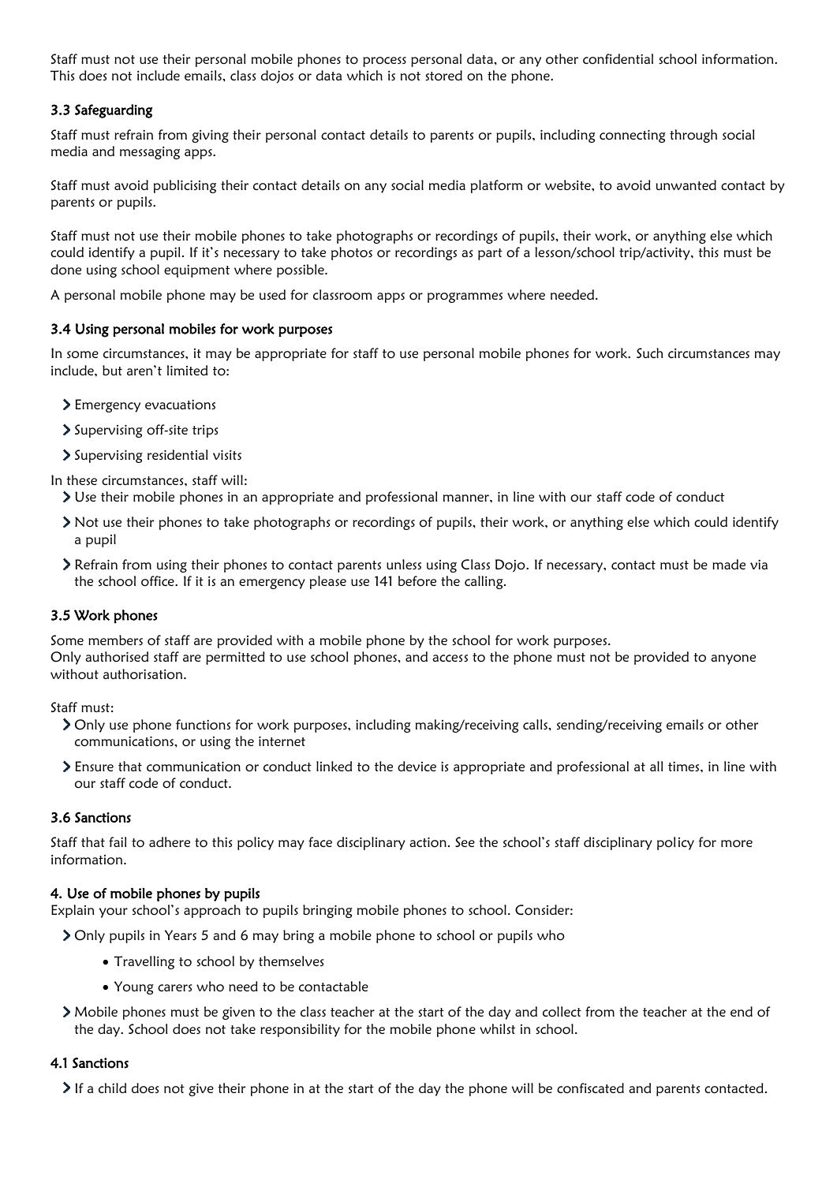Staff must not use their personal mobile phones to process personal data, or any other confidential school information. This does not include emails, class dojos or data which is not stored on the phone.

### 3.3 Safeguarding

Staff must refrain from giving their personal contact details to parents or pupils, including connecting through social media and messaging apps.

Staff must avoid publicising their contact details on any social media platform or website, to avoid unwanted contact by parents or pupils.

Staff must not use their mobile phones to take photographs or recordings of pupils, their work, or anything else which could identify a pupil. If it's necessary to take photos or recordings as part of a lesson/school trip/activity, this must be done using school equipment where possible.

A personal mobile phone may be used for classroom apps or programmes where needed.

### 3.4 Using personal mobiles for work purposes

In some circumstances, it may be appropriate for staff to use personal mobile phones for work. Such circumstances may include, but aren't limited to:

- Emergency evacuations
- Supervising off-site trips
- Supervising residential visits

In these circumstances, staff will:

- Use their mobile phones in an appropriate and professional manner, in line with our staff code of conduct
- Not use their phones to take photographs or recordings of pupils, their work, or anything else which could identify a pupil
- Refrain from using their phones to contact parents unless using Class Dojo. If necessary, contact must be made via the school office. If it is an emergency please use 141 before the calling.

### 3.5 Work phones

Some members of staff are provided with a mobile phone by the school for work purposes.
Only authorised staff are permitted to use school phones, and access to the phone must not be provided to anyone without authorisation.

Staff must:

- Only use phone functions for work purposes, including making/receiving calls, sending/receiving emails or other communications, or using the internet
- Ensure that communication or conduct linked to the device is appropriate and professional at all times, in line with our staff code of conduct.

### 3.6 Sanctions

Staff that fail to adhere to this policy may face disciplinary action. See the school's staff disciplinary policy for more information.

## 4. Use of mobile phones by pupils

Explain your school's approach to pupils bringing mobile phones to school. Consider:

- Only pupils in Years 5 and 6 may bring a mobile phone to school or pupils who
    - Travelling to school by themselves
    - Young carers who need to be contactable
- Mobile phones must be given to the class teacher at the start of the day and collect from the teacher at the end of the day. School does not take responsibility for the mobile phone whilst in school.

### 4.1 Sanctions

- If a child does not give their phone in at the start of the day the phone will be confiscated and parents contacted.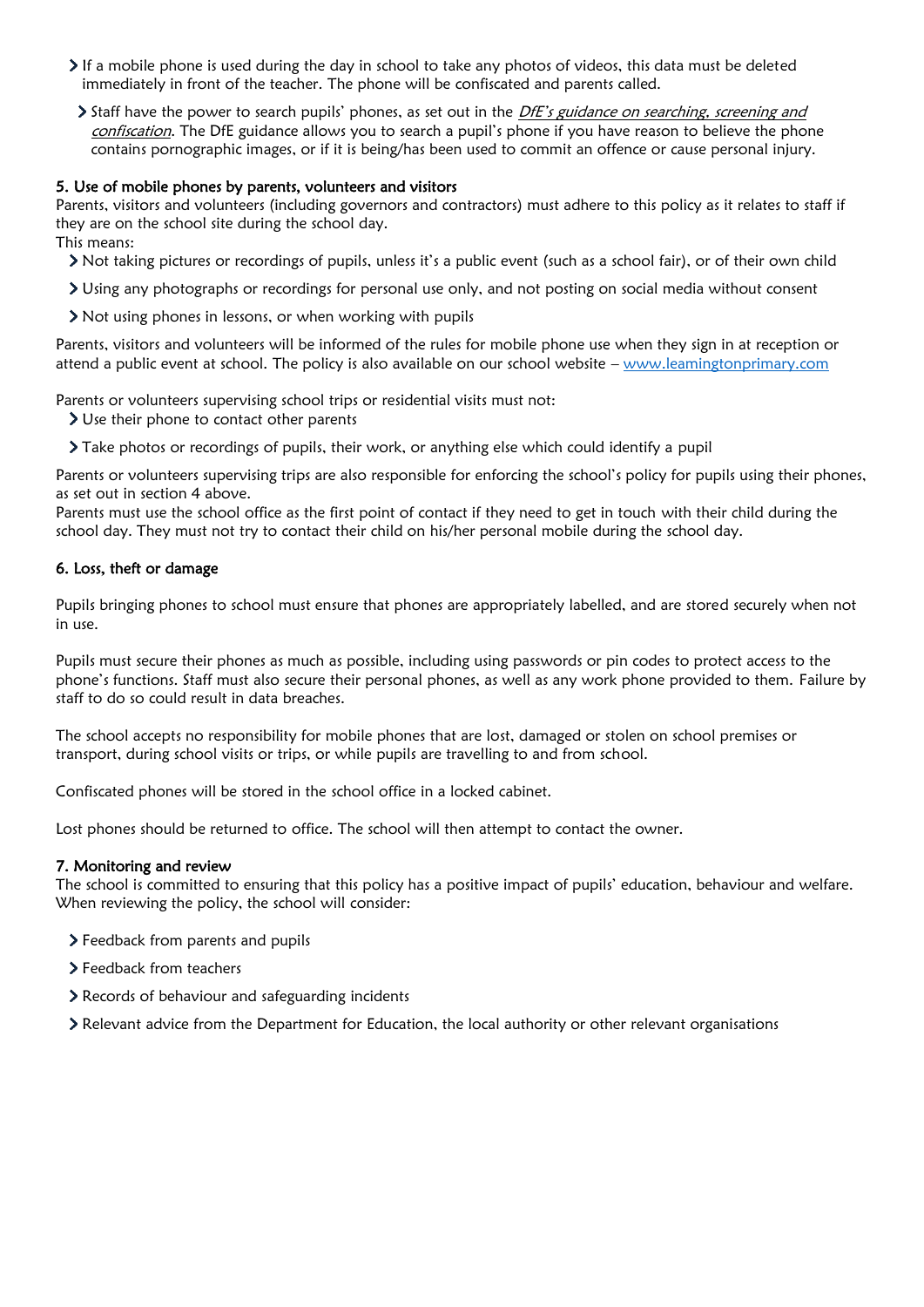- If a mobile phone is used during the day in school to take any photos of videos, this data must be deleted immediately in front of the teacher. The phone will be confiscated and parents called.
- Staff have the power to search pupils' phones, as set out in the [*DfE's guidance on searching, screening and confiscation*](). The DfE guidance allows you to search a pupil's phone if you have reason to believe the phone contains pornographic images, or if it is being/has been used to commit an offence or cause personal injury.

### 5. Use of mobile phones by parents, volunteers and visitors

Parents, visitors and volunteers (including governors and contractors) must adhere to this policy as it relates to staff if they are on the school site during the school day.

This means:

- Not taking pictures or recordings of pupils, unless it's a public event (such as a school fair), or of their own child
- Using any photographs or recordings for personal use only, and not posting on social media without consent
- Not using phones in lessons, or when working with pupils

Parents, visitors and volunteers will be informed of the rules for mobile phone use when they sign in at reception or attend a public event at school. The policy is also available on our school website – [www.leamingtonprimary.com](www.leamingtonprimary.com)

Parents or volunteers supervising school trips or residential visits must not:

- Use their phone to contact other parents
- Take photos or recordings of pupils, their work, or anything else which could identify a pupil

Parents or volunteers supervising trips are also responsible for enforcing the school's policy for pupils using their phones, as set out in section 4 above.

Parents must use the school office as the first point of contact if they need to get in touch with their child during the school day. They must not try to contact their child on his/her personal mobile during the school day.

### 6. Loss, theft or damage

Pupils bringing phones to school must ensure that phones are appropriately labelled, and are stored securely when not in use.

Pupils must secure their phones as much as possible, including using passwords or pin codes to protect access to the phone's functions. Staff must also secure their personal phones, as well as any work phone provided to them. Failure by staff to do so could result in data breaches.

The school accepts no responsibility for mobile phones that are lost, damaged or stolen on school premises or transport, during school visits or trips, or while pupils are travelling to and from school.

Confiscated phones will be stored in the school office in a locked cabinet.

Lost phones should be returned to office. The school will then attempt to contact the owner.

### 7. Monitoring and review

The school is committed to ensuring that this policy has a positive impact of pupils' education, behaviour and welfare. When reviewing the policy, the school will consider:

- Feedback from parents and pupils
- Feedback from teachers
- Records of behaviour and safeguarding incidents
- Relevant advice from the Department for Education, the local authority or other relevant organisations